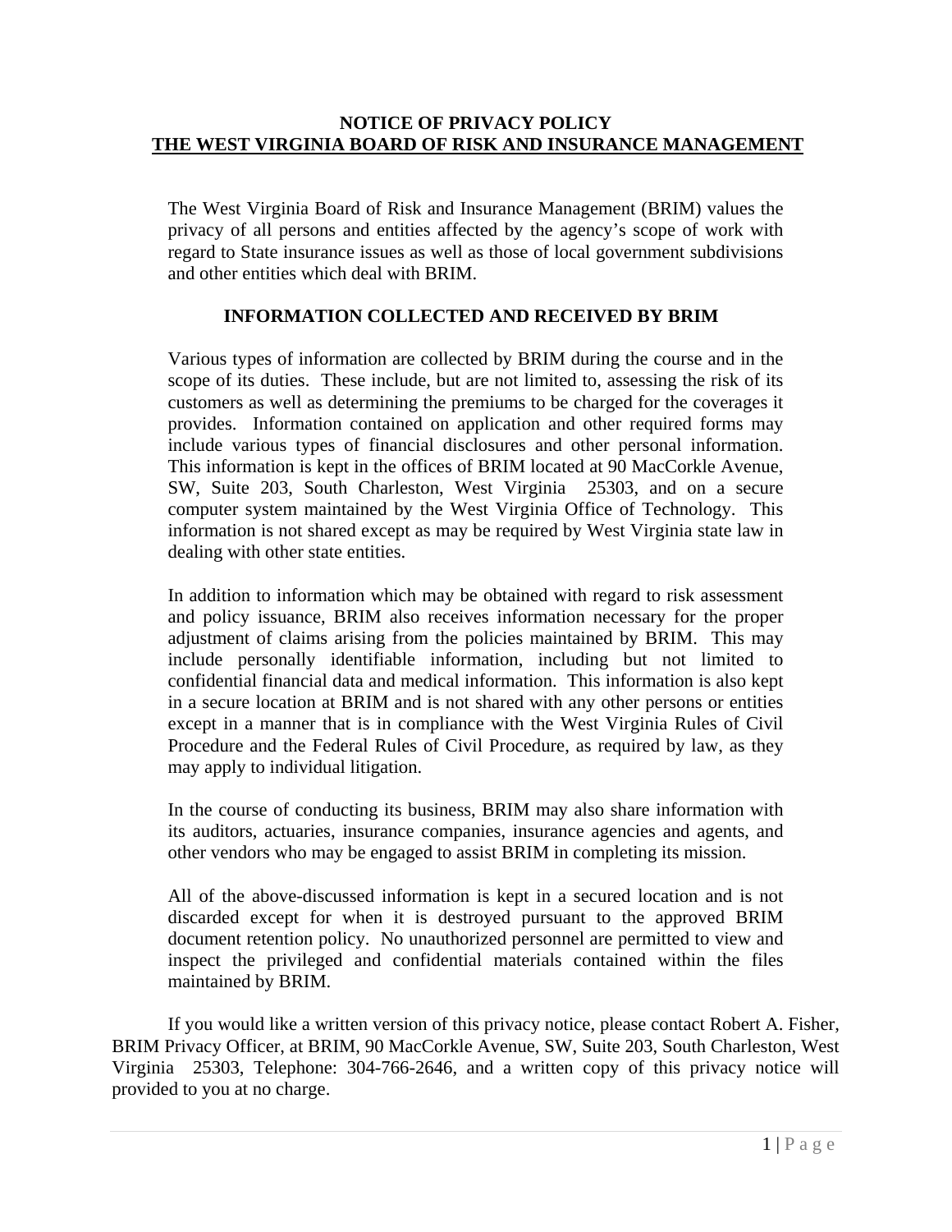# NOTICE OF PRIVACY POLICY
# THE WEST VIRGINIA BOARD OF RISK AND INSURANCE MANAGEMENT

The West Virginia Board of Risk and Insurance Management (BRIM) values the privacy of all persons and entities affected by the agency's scope of work with regard to State insurance issues as well as those of local government subdivisions and other entities which deal with BRIM.

## INFORMATION COLLECTED AND RECEIVED BY BRIM

Various types of information are collected by BRIM during the course and in the scope of its duties. These include, but are not limited to, assessing the risk of its customers as well as determining the premiums to be charged for the coverages it provides. Information contained on application and other required forms may include various types of financial disclosures and other personal information. This information is kept in the offices of BRIM located at 90 MacCorkle Avenue, SW, Suite 203, South Charleston, West Virginia 25303, and on a secure computer system maintained by the West Virginia Office of Technology. This information is not shared except as may be required by West Virginia state law in dealing with other state entities.

In addition to information which may be obtained with regard to risk assessment and policy issuance, BRIM also receives information necessary for the proper adjustment of claims arising from the policies maintained by BRIM. This may include personally identifiable information, including but not limited to confidential financial data and medical information. This information is also kept in a secure location at BRIM and is not shared with any other persons or entities except in a manner that is in compliance with the West Virginia Rules of Civil Procedure and the Federal Rules of Civil Procedure, as required by law, as they may apply to individual litigation.

In the course of conducting its business, BRIM may also share information with its auditors, actuaries, insurance companies, insurance agencies and agents, and other vendors who may be engaged to assist BRIM in completing its mission.

All of the above-discussed information is kept in a secured location and is not discarded except for when it is destroyed pursuant to the approved BRIM document retention policy. No unauthorized personnel are permitted to view and inspect the privileged and confidential materials contained within the files maintained by BRIM.

If you would like a written version of this privacy notice, please contact Robert A. Fisher, BRIM Privacy Officer, at BRIM, 90 MacCorkle Avenue, SW, Suite 203, South Charleston, West Virginia 25303, Telephone: 304-766-2646, and a written copy of this privacy notice will provided to you at no charge.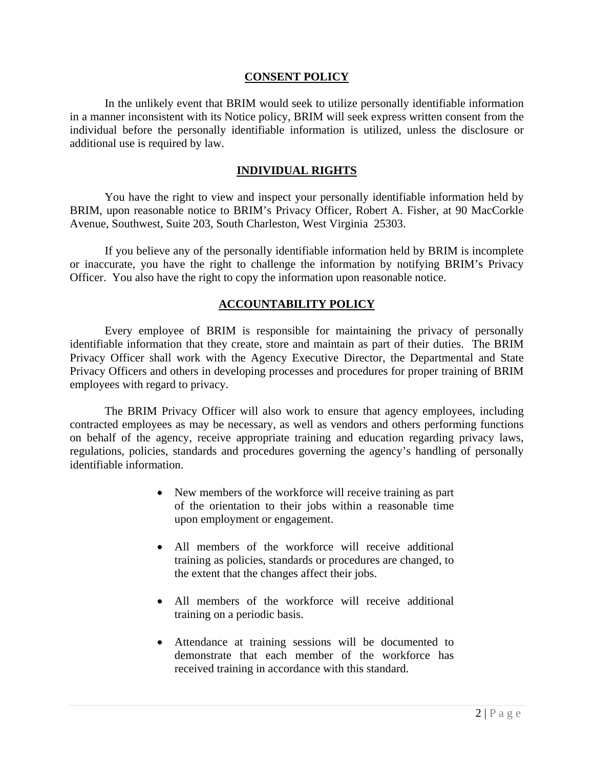## CONSENT POLICY

In the unlikely event that BRIM would seek to utilize personally identifiable information in a manner inconsistent with its Notice policy, BRIM will seek express written consent from the individual before the personally identifiable information is utilized, unless the disclosure or additional use is required by law.

## INDIVIDUAL RIGHTS

You have the right to view and inspect your personally identifiable information held by BRIM, upon reasonable notice to BRIM's Privacy Officer, Robert A. Fisher, at 90 MacCorkle Avenue, Southwest, Suite 203, South Charleston, West Virginia 25303.

If you believe any of the personally identifiable information held by BRIM is incomplete or inaccurate, you have the right to challenge the information by notifying BRIM's Privacy Officer. You also have the right to copy the information upon reasonable notice.

## ACCOUNTABILITY POLICY

Every employee of BRIM is responsible for maintaining the privacy of personally identifiable information that they create, store and maintain as part of their duties. The BRIM Privacy Officer shall work with the Agency Executive Director, the Departmental and State Privacy Officers and others in developing processes and procedures for proper training of BRIM employees with regard to privacy.

The BRIM Privacy Officer will also work to ensure that agency employees, including contracted employees as may be necessary, as well as vendors and others performing functions on behalf of the agency, receive appropriate training and education regarding privacy laws, regulations, policies, standards and procedures governing the agency's handling of personally identifiable information.

- New members of the workforce will receive training as part of the orientation to their jobs within a reasonable time upon employment or engagement.
- All members of the workforce will receive additional training as policies, standards or procedures are changed, to the extent that the changes affect their jobs.
- All members of the workforce will receive additional training on a periodic basis.
- Attendance at training sessions will be documented to demonstrate that each member of the workforce has received training in accordance with this standard.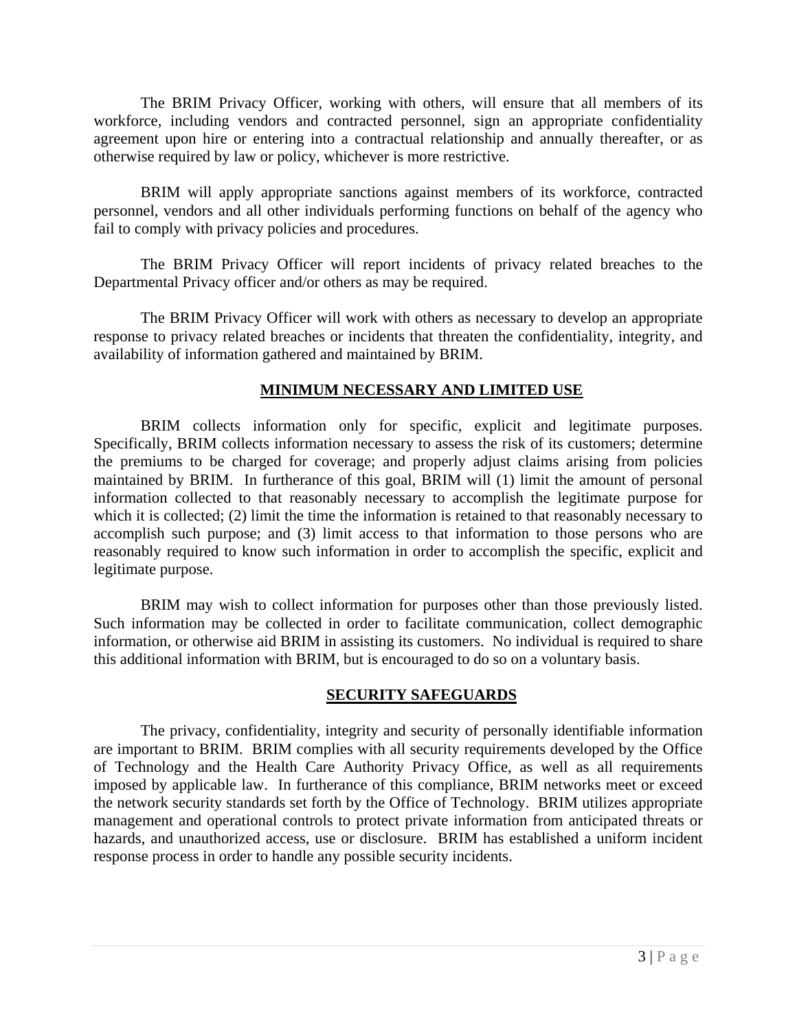The BRIM Privacy Officer, working with others, will ensure that all members of its workforce, including vendors and contracted personnel, sign an appropriate confidentiality agreement upon hire or entering into a contractual relationship and annually thereafter, or as otherwise required by law or policy, whichever is more restrictive.

BRIM will apply appropriate sanctions against members of its workforce, contracted personnel, vendors and all other individuals performing functions on behalf of the agency who fail to comply with privacy policies and procedures.

The BRIM Privacy Officer will report incidents of privacy related breaches to the Departmental Privacy officer and/or others as may be required.

The BRIM Privacy Officer will work with others as necessary to develop an appropriate response to privacy related breaches or incidents that threaten the confidentiality, integrity, and availability of information gathered and maintained by BRIM.

## MINIMUM NECESSARY AND LIMITED USE

BRIM collects information only for specific, explicit and legitimate purposes. Specifically, BRIM collects information necessary to assess the risk of its customers; determine the premiums to be charged for coverage; and properly adjust claims arising from policies maintained by BRIM. In furtherance of this goal, BRIM will (1) limit the amount of personal information collected to that reasonably necessary to accomplish the legitimate purpose for which it is collected; (2) limit the time the information is retained to that reasonably necessary to accomplish such purpose; and (3) limit access to that information to those persons who are reasonably required to know such information in order to accomplish the specific, explicit and legitimate purpose.

BRIM may wish to collect information for purposes other than those previously listed. Such information may be collected in order to facilitate communication, collect demographic information, or otherwise aid BRIM in assisting its customers. No individual is required to share this additional information with BRIM, but is encouraged to do so on a voluntary basis.

## SECURITY SAFEGUARDS

The privacy, confidentiality, integrity and security of personally identifiable information are important to BRIM. BRIM complies with all security requirements developed by the Office of Technology and the Health Care Authority Privacy Office, as well as all requirements imposed by applicable law. In furtherance of this compliance, BRIM networks meet or exceed the network security standards set forth by the Office of Technology. BRIM utilizes appropriate management and operational controls to protect private information from anticipated threats or hazards, and unauthorized access, use or disclosure. BRIM has established a uniform incident response process in order to handle any possible security incidents.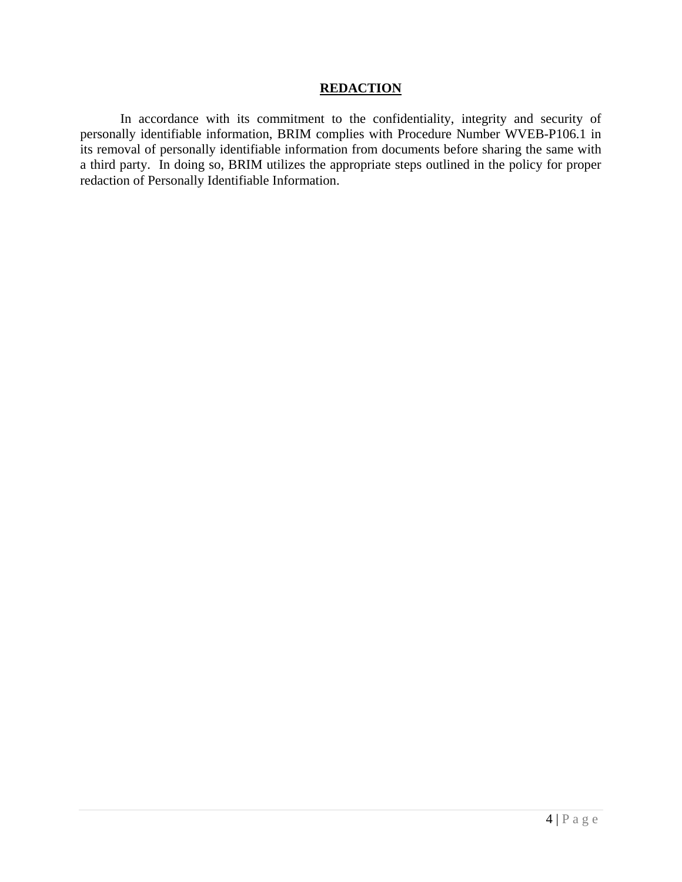## REDACTION

In accordance with its commitment to the confidentiality, integrity and security of personally identifiable information, BRIM complies with Procedure Number WVEB-P106.1 in its removal of personally identifiable information from documents before sharing the same with a third party. In doing so, BRIM utilizes the appropriate steps outlined in the policy for proper redaction of Personally Identifiable Information.